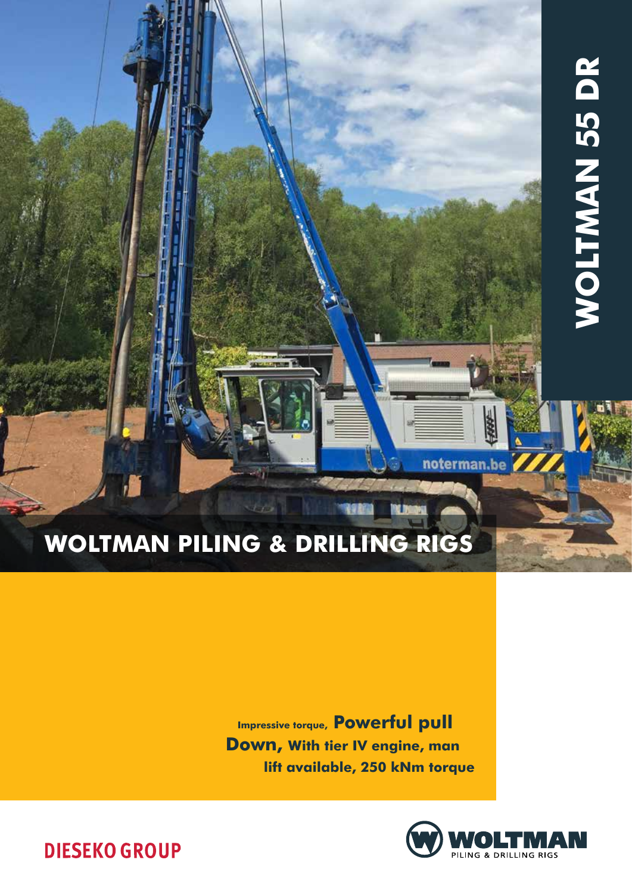# WOLTMAN 55 DR

## WOLTMAN PILING & DRILLING RIGS

Impressive torque, **Powerful pull Down,** With tier IV engine, man lift available, 250 kNm torque

DIESEKO GROUP

WOLTMAN PILING & DRILLING RIGS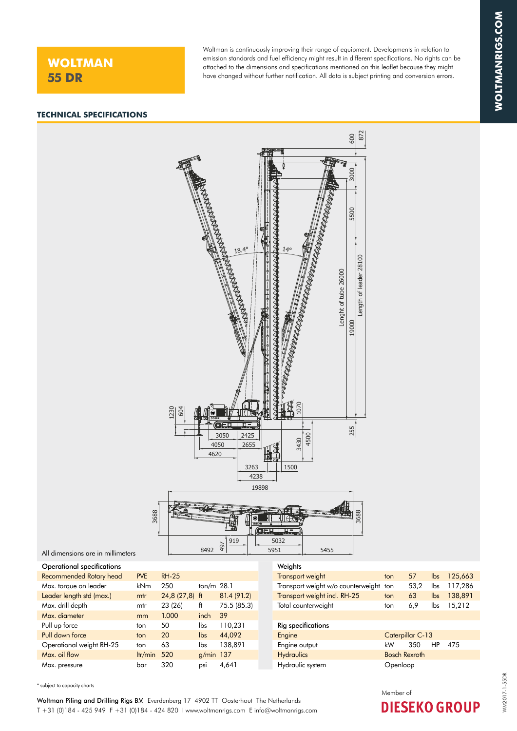# WOLTMAN
## 55 DR

Woltman is continuously improving their range of equipment. Developments in relation to emission standards and fuel efficiency might result in different specifications. No rights can be attached to the dimensions and specifications mentioned on this leaflet because they might have changed without further notification. All data is subject printing and conversion errors.

### TECHNICAL SPECIFICATIONS

600
872
3000
5500
18.4°
14°
Lenght of tube 26000
Length of leader 28100
19000
1230
604
1070
255
3050
2425
4050
2655
4620
3430
4500
3263
1500
4238
19898
3688
3688
919
5032
8492
497
5951
5455

All dimensions are in millimeters

| Operational specifications | | | | |
|---|---|---|---|---|
| Recommended Rotary head | PVE | RH-25 | | |
| Max. torque on leader | kNm | 250 | ton/m | 28.1 |
| Leader length std (max.) | mtr | 24,8 (27,8) | ft | 81.4 (91.2) |
| Max. drill depth | mtr | 23 (26) | ft | 75.5 (85.3) |
| Max. diameter | mm | 1.000 | inch | 39 |
| Pull up force | ton | 50 | lbs | 110,231 |
| Pull down force | ton | 20 | lbs | 44,092 |
| Operational weight RH-25 | ton | 63 | lbs | 138,891 |
| Max. oil flow | ltr/min | 520 | g/min | 137 |
| Max. pressure | bar | 320 | psi | 4,641 |

| Weights | | | | |
|---|---|---|---|---|
| Transport weight | ton | 57 | lbs | 125,663 |
| Transport weight w/o counterweight | ton | 53,2 | lbs | 117,286 |
| Transport weight incl. RH-25 | ton | 63 | lbs | 138,891 |
| Total counterweight | ton | 6,9 | lbs | 15,212 |

| Rig specifications | | | | |
|---|---|---|---|---|
| Engine | Caterpillar C-13 | | | |
| Engine output | kW | 350 | HP | 475 |
| Hydraulics | Bosch Rexroth | | | |
| Hydraulic system | Openloop | | | |

* subject to capacity charts

**Woltman Piling and Drilling Rigs B.V.** Everdenberg 17 4902 TT Oosterhout The Netherlands
T +31 (0)184 - 425 949 F +31 (0)184 - 424 820 I www.woltmanrigs.com E info@woltmanrigs.com

Member of
DIESEKO GROUP